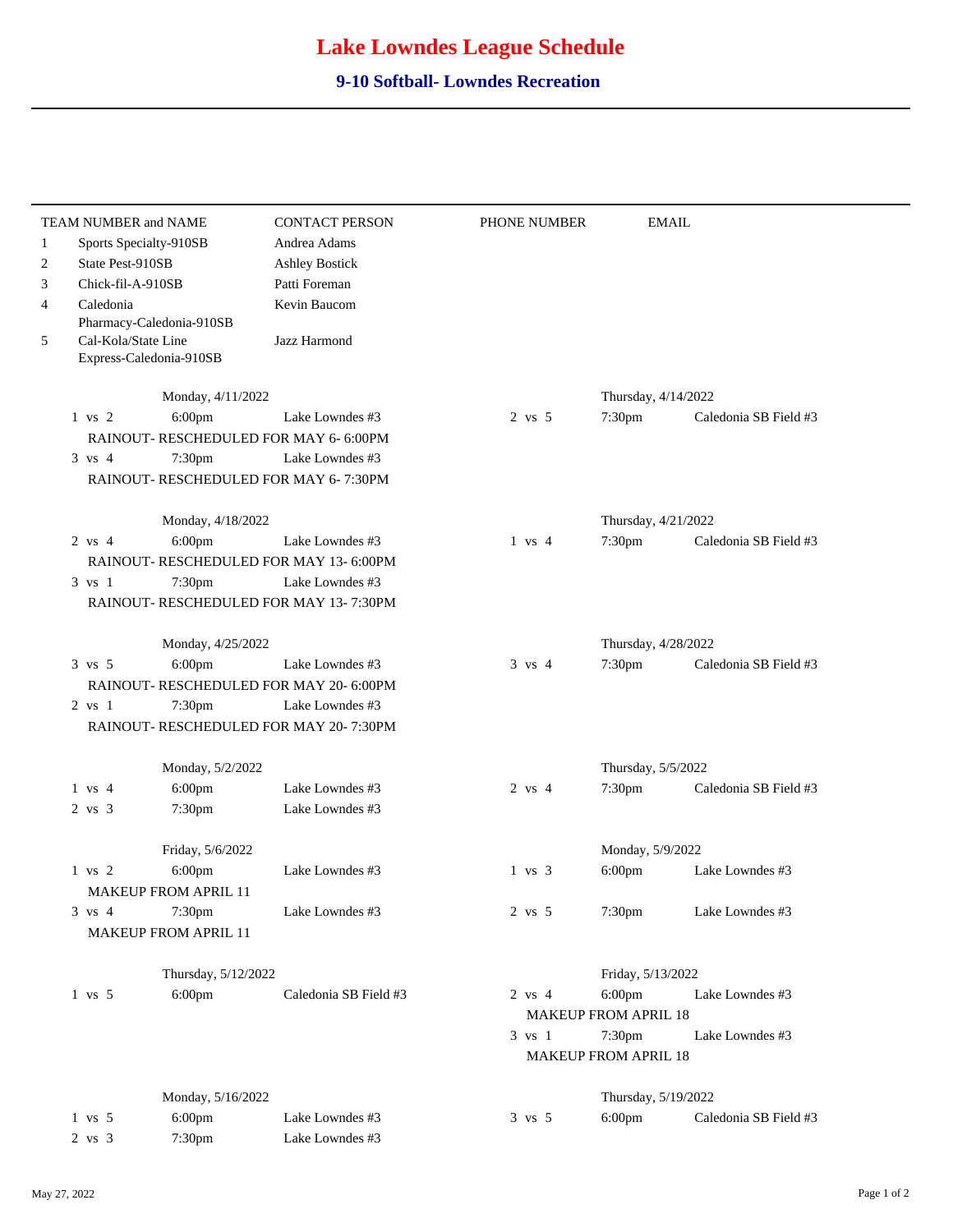# Lake Lowndes League Schedule

## 9-10 Softball- Lowndes Recreation

| TEAM NUMBER and NAME | | CONTACT PERSON | PHONE NUMBER | EMAIL |
|---|---|---|---|---|
| 1 | Sports Specialty-910SB | Andrea Adams | | |
| 2 | State Pest-910SB | Ashley Bostick | | |
| 3 | Chick-fil-A-910SB | Patti Foreman | | |
| 4 | Caledonia Pharmacy-Caledonia-910SB | Kevin Baucom | | |
| 5 | Cal-Kola/State Line Express-Caledonia-910SB | Jazz Harmond | | |

**Monday, 4/11/2022**

| Game | Time | Location |
|---|---|---|
| 1 vs 2 | 6:00pm | Lake Lowndes #3 |
| RAINOUT- RESCHEDULED FOR MAY 6- 6:00PM | | |
| 3 vs 4 | 7:30pm | Lake Lowndes #3 |
| RAINOUT- RESCHEDULED FOR MAY 6- 7:30PM | | |

**Thursday, 4/14/2022**

| Game | Time | Location |
|---|---|---|
| 2 vs 5 | 7:30pm | Caledonia SB Field #3 |

**Monday, 4/18/2022**

| Game | Time | Location |
|---|---|---|
| 2 vs 4 | 6:00pm | Lake Lowndes #3 |
| RAINOUT- RESCHEDULED FOR MAY 13- 6:00PM | | |
| 3 vs 1 | 7:30pm | Lake Lowndes #3 |
| RAINOUT- RESCHEDULED FOR MAY 13- 7:30PM | | |

**Thursday, 4/21/2022**

| Game | Time | Location |
|---|---|---|
| 1 vs 4 | 7:30pm | Caledonia SB Field #3 |

**Monday, 4/25/2022**

| Game | Time | Location |
|---|---|---|
| 3 vs 5 | 6:00pm | Lake Lowndes #3 |
| RAINOUT- RESCHEDULED FOR MAY 20- 6:00PM | | |
| 2 vs 1 | 7:30pm | Lake Lowndes #3 |
| RAINOUT- RESCHEDULED FOR MAY 20- 7:30PM | | |

**Thursday, 4/28/2022**

| Game | Time | Location |
|---|---|---|
| 3 vs 4 | 7:30pm | Caledonia SB Field #3 |

**Monday, 5/2/2022**

| Game | Time | Location |
|---|---|---|
| 1 vs 4 | 6:00pm | Lake Lowndes #3 |
| 2 vs 3 | 7:30pm | Lake Lowndes #3 |

**Thursday, 5/5/2022**

| Game | Time | Location |
|---|---|---|
| 2 vs 4 | 7:30pm | Caledonia SB Field #3 |

**Friday, 5/6/2022**

| Game | Time | Location |
|---|---|---|
| 1 vs 2 | 6:00pm | Lake Lowndes #3 |
| MAKEUP FROM APRIL 11 | | |
| 3 vs 4 | 7:30pm | Lake Lowndes #3 |
| MAKEUP FROM APRIL 11 | | |

**Monday, 5/9/2022**

| Game | Time | Location |
|---|---|---|
| 1 vs 3 | 6:00pm | Lake Lowndes #3 |
| 2 vs 5 | 7:30pm | Lake Lowndes #3 |

**Thursday, 5/12/2022**

| Game | Time | Location |
|---|---|---|
| 1 vs 5 | 6:00pm | Caledonia SB Field #3 |

**Friday, 5/13/2022**

| Game | Time | Location |
|---|---|---|
| 2 vs 4 | 6:00pm | Lake Lowndes #3 |
| MAKEUP FROM APRIL 18 | | |
| 3 vs 1 | 7:30pm | Lake Lowndes #3 |
| MAKEUP FROM APRIL 18 | | |

**Monday, 5/16/2022**

| Game | Time | Location |
|---|---|---|
| 1 vs 5 | 6:00pm | Lake Lowndes #3 |
| 2 vs 3 | 7:30pm | Lake Lowndes #3 |

**Thursday, 5/19/2022**

| Game | Time | Location |
|---|---|---|
| 3 vs 5 | 6:00pm | Caledonia SB Field #3 |

May 27, 2022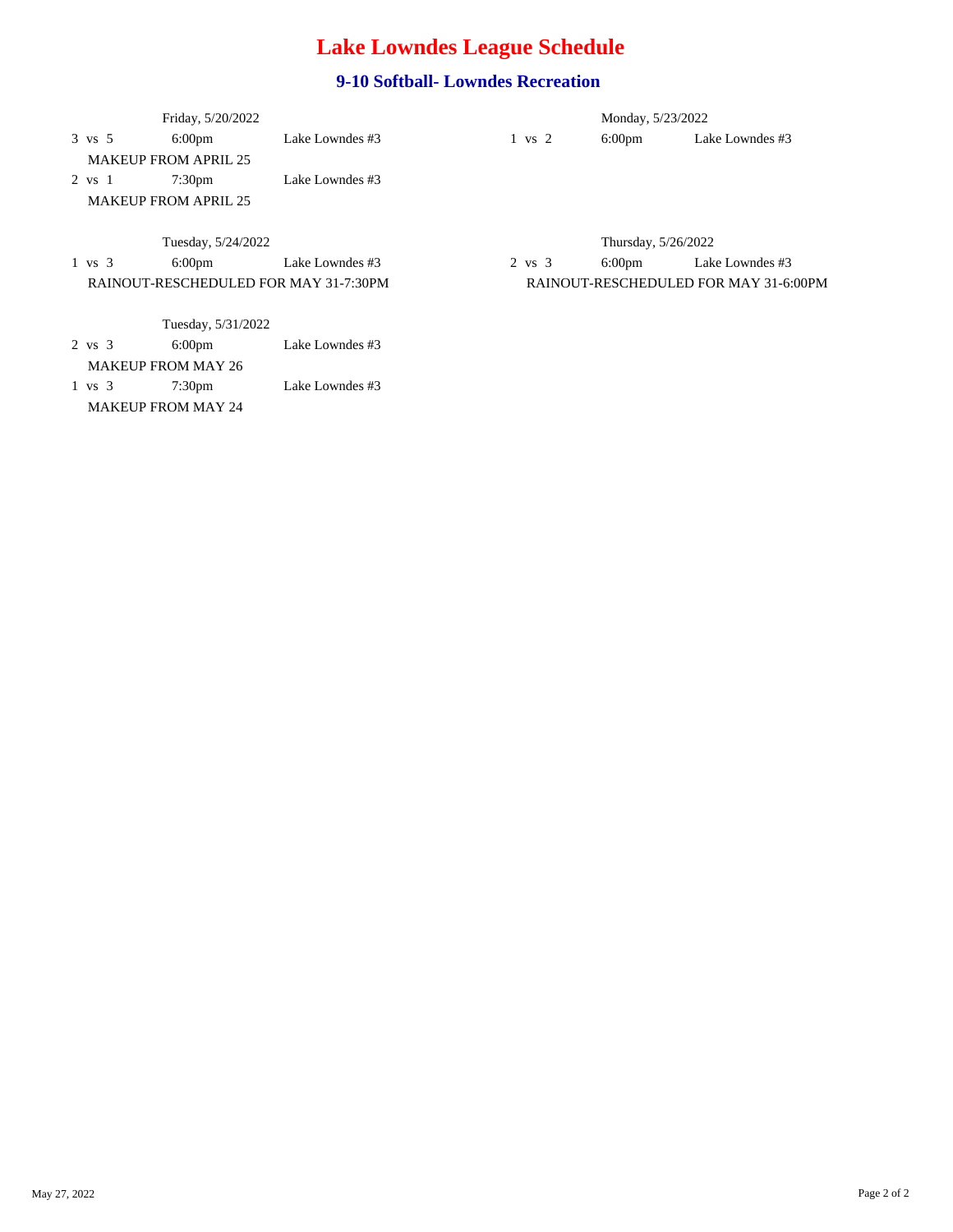# Lake Lowndes League Schedule

## 9-10 Softball- Lowndes Recreation

Friday, 5/20/2022

3 vs 5 6:00pm Lake Lowndes #3

MAKEUP FROM APRIL 25

2 vs 1 7:30pm Lake Lowndes #3

MAKEUP FROM APRIL 25

Monday, 5/23/2022

1 vs 2 6:00pm Lake Lowndes #3

Tuesday, 5/24/2022

1 vs 3 6:00pm Lake Lowndes #3

RAINOUT-RESCHEDULED FOR MAY 31-7:30PM

Thursday, 5/26/2022

2 vs 3 6:00pm Lake Lowndes #3

RAINOUT-RESCHEDULED FOR MAY 31-6:00PM

Tuesday, 5/31/2022

2 vs 3 6:00pm Lake Lowndes #3

MAKEUP FROM MAY 26

1 vs 3 7:30pm Lake Lowndes #3

MAKEUP FROM MAY 24

May 27, 2022